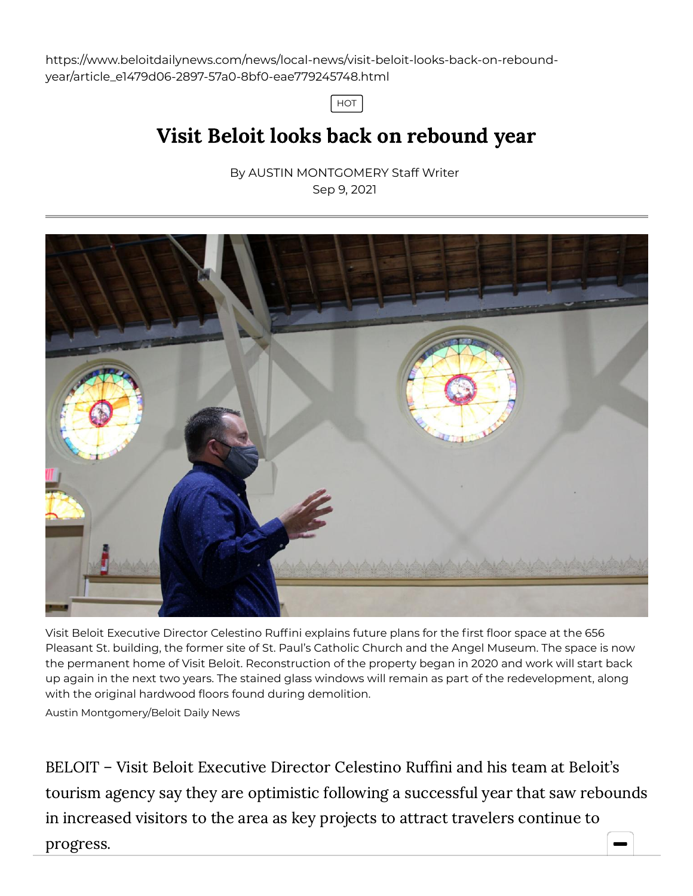https://www.beloitdailynews.com/news/local-news/visit-beloit-looks-back-on-rebound-year/article_e1479d06-2897-57a0-8bf0-eae779245748.html

HOT

# Visit Beloit looks back on rebound year

By AUSTIN MONTGOMERY Staff Writer
Sep 9, 2021

Visit Beloit Executive Director Celestino Ruffini explains future plans for the first floor space at the 656 Pleasant St. building, the former site of St. Paul's Catholic Church and the Angel Museum. The space is now the permanent home of Visit Beloit. Reconstruction of the property began in 2020 and work will start back up again in the next two years. The stained glass windows will remain as part of the redevelopment, along with the original hardwood floors found during demolition.

Austin Montgomery/Beloit Daily News

BELOIT – Visit Beloit Executive Director Celestino Ruffini and his team at Beloit's tourism agency say they are optimistic following a successful year that saw rebounds in increased visitors to the area as key projects to attract travelers continue to progress.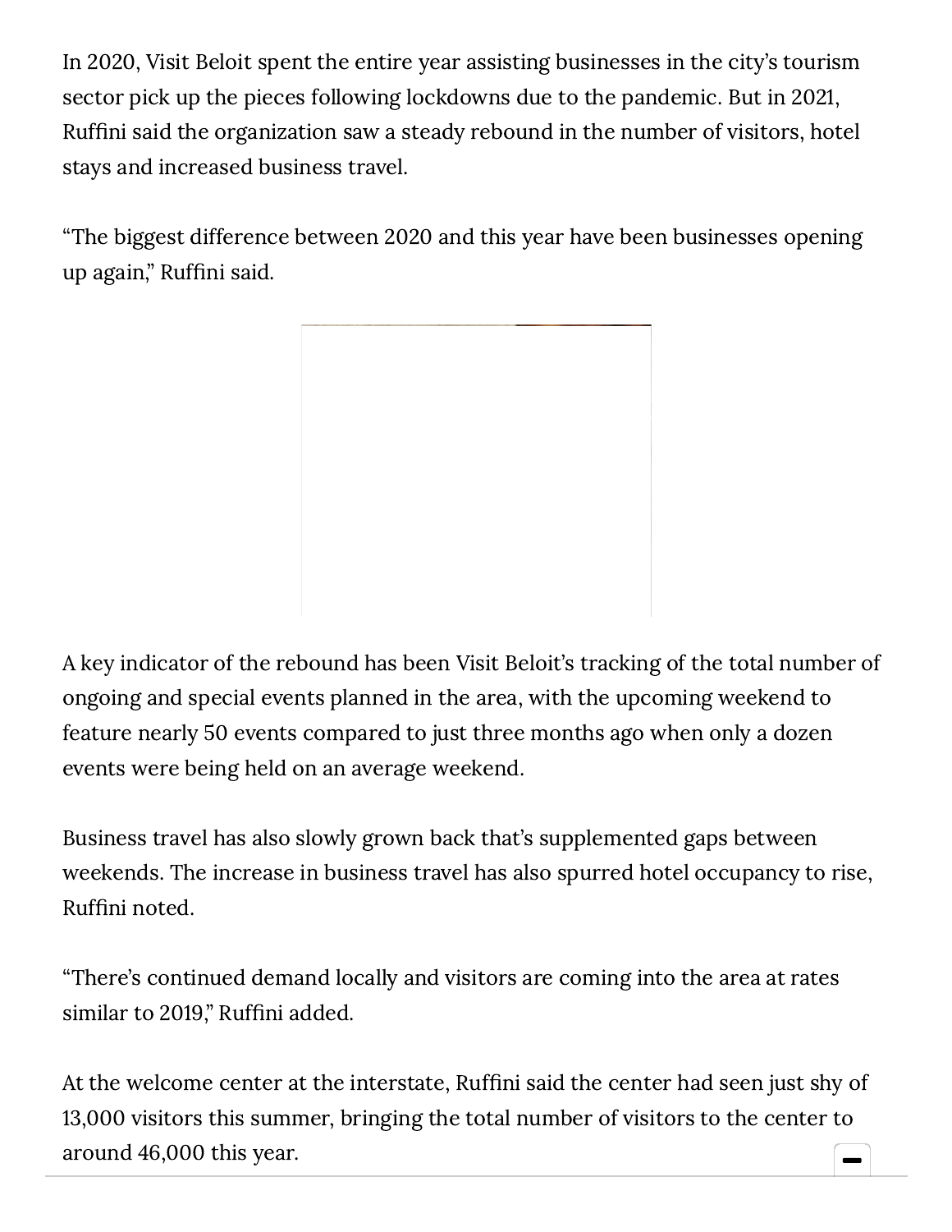In 2020, Visit Beloit spent the entire year assisting businesses in the city's tourism sector pick up the pieces following lockdowns due to the pandemic. But in 2021, Ruffini said the organization saw a steady rebound in the number of visitors, hotel stays and increased business travel.

"The biggest difference between 2020 and this year have been businesses opening up again," Ruffini said.

A key indicator of the rebound has been Visit Beloit's tracking of the total number of ongoing and special events planned in the area, with the upcoming weekend to feature nearly 50 events compared to just three months ago when only a dozen events were being held on an average weekend.

Business travel has also slowly grown back that's supplemented gaps between weekends. The increase in business travel has also spurred hotel occupancy to rise, Ruffini noted.

"There's continued demand locally and visitors are coming into the area at rates similar to 2019," Ruffini added.

At the welcome center at the interstate, Ruffini said the center had seen just shy of 13,000 visitors this summer, bringing the total number of visitors to the center to around 46,000 this year.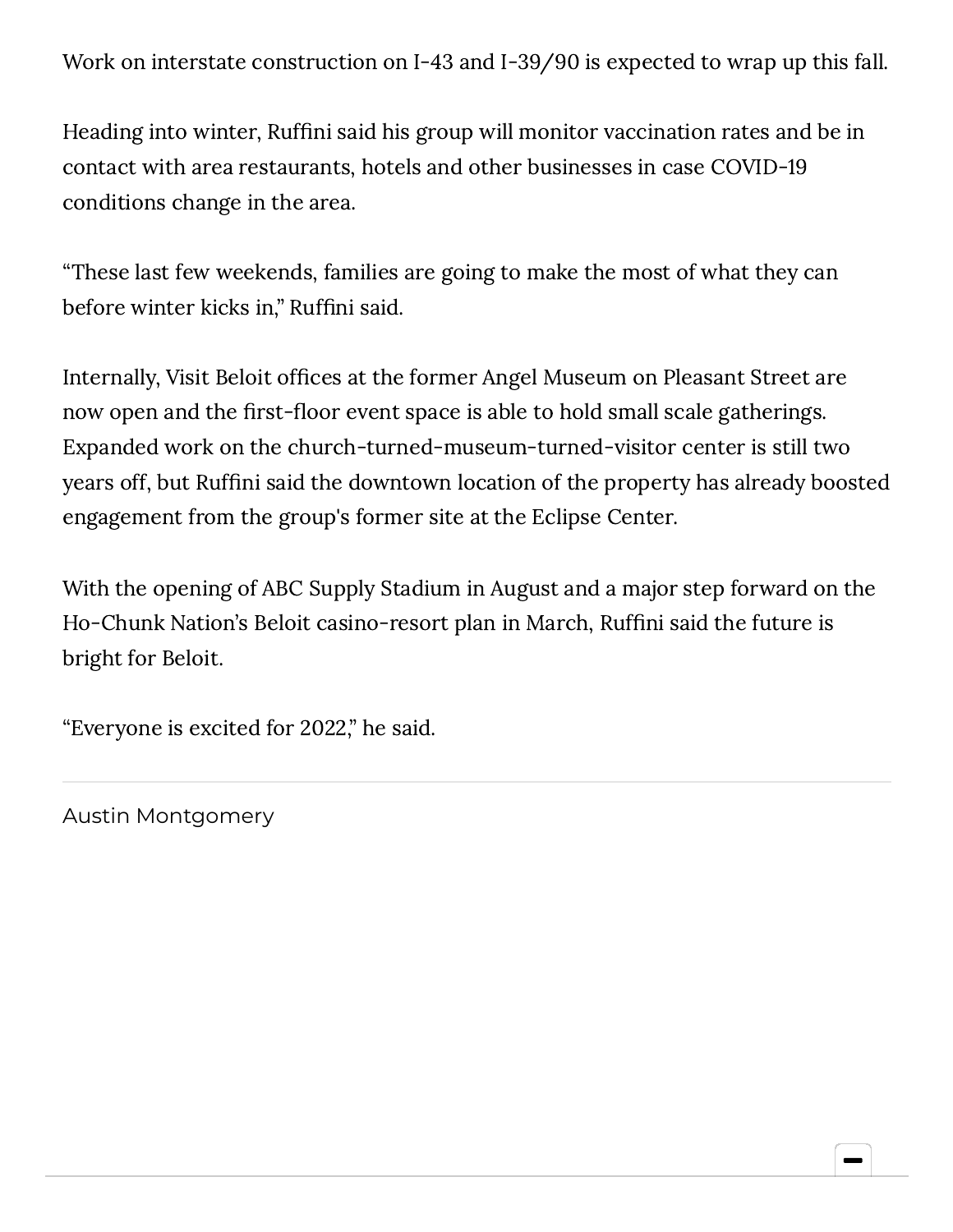Work on interstate construction on I-43 and I-39/90 is expected to wrap up this fall.

Heading into winter, Ruffini said his group will monitor vaccination rates and be in contact with area restaurants, hotels and other businesses in case COVID-19 conditions change in the area.

“These last few weekends, families are going to make the most of what they can before winter kicks in,” Ruffini said.

Internally, Visit Beloit offices at the former Angel Museum on Pleasant Street are now open and the first-floor event space is able to hold small scale gatherings. Expanded work on the church-turned-museum-turned-visitor center is still two years off, but Ruffini said the downtown location of the property has already boosted engagement from the group's former site at the Eclipse Center.

With the opening of ABC Supply Stadium in August and a major step forward on the Ho-Chunk Nation’s Beloit casino-resort plan in March, Ruffini said the future is bright for Beloit.

“Everyone is excited for 2022,” he said.

---

Austin Montgomery